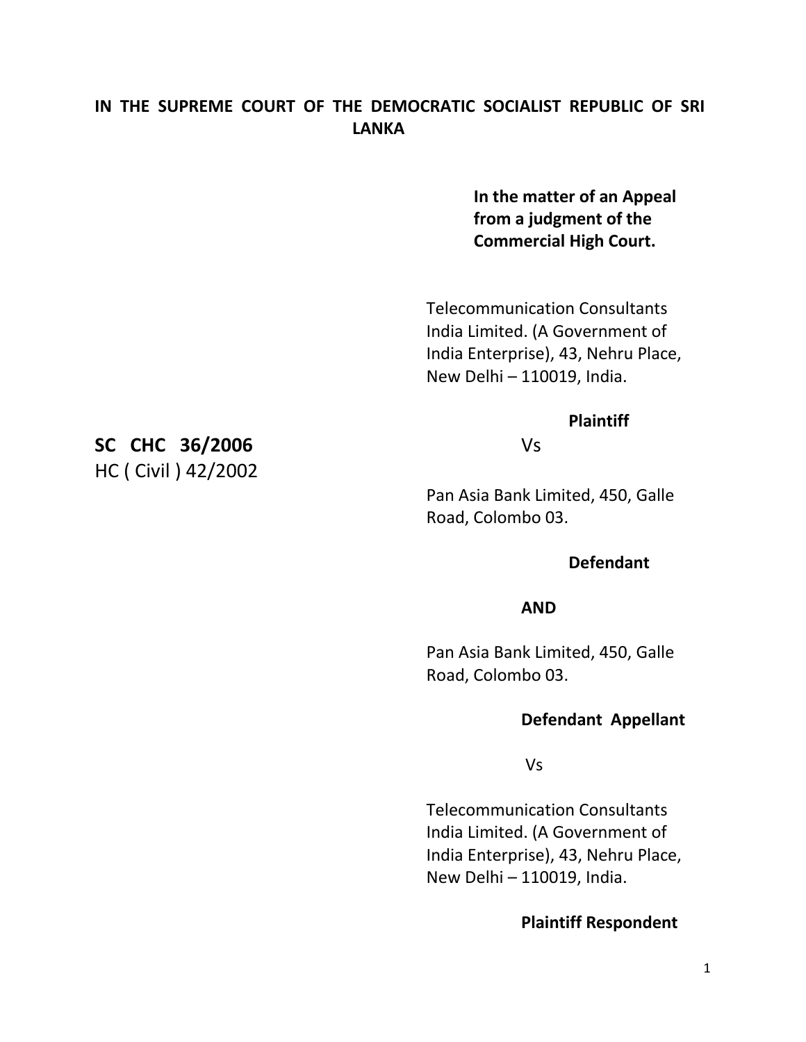**IN THE SUPREME COURT OF THE DEMOCRATIC SOCIALIST REPUBLIC OF SRI LANKA**

**In the matter of an Appeal from a judgment of the Commercial High Court.**

**SC CHC 36/2006**
HC ( Civil ) 42/2002

Telecommunication Consultants India Limited. (A Government of India Enterprise), 43, Nehru Place, New Delhi – 110019, India.

**Plaintiff**

Vs

Pan Asia Bank Limited, 450, Galle Road, Colombo 03.

**Defendant**

**AND**

Pan Asia Bank Limited, 450, Galle Road, Colombo 03.

**Defendant Appellant**

Vs

Telecommunication Consultants India Limited. (A Government of India Enterprise), 43, Nehru Place, New Delhi – 110019, India.

**Plaintiff Respondent**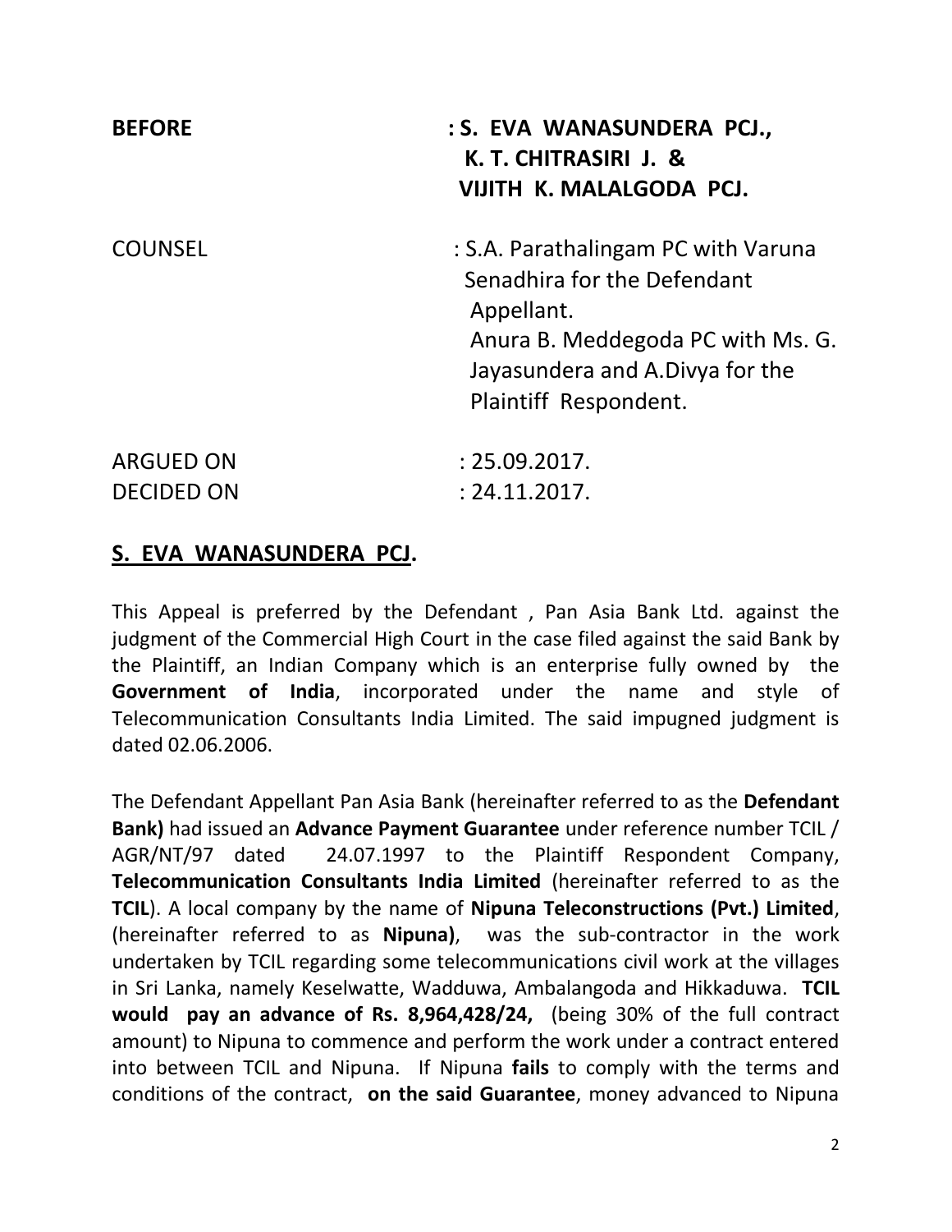BEFORE : **S. EVA WANASUNDERA PCJ.,**
**K. T. CHITRASIRI J. &**
**VIJITH K. MALALGODA PCJ.**

COUNSEL : S.A. Parathalingam PC with Varuna Senadhira for the Defendant Appellant.
Anura B. Meddegoda PC with Ms. G. Jayasundera and A.Divya for the Plaintiff Respondent.

ARGUED ON : 25.09.2017.

DECIDED ON : 24.11.2017.

**S. EVA WANASUNDERA PCJ.**

This Appeal is preferred by the Defendant , Pan Asia Bank Ltd. against the judgment of the Commercial High Court in the case filed against the said Bank by the Plaintiff, an Indian Company which is an enterprise fully owned by the **Government of India**, incorporated under the name and style of Telecommunication Consultants India Limited. The said impugned judgment is dated 02.06.2006.

The Defendant Appellant Pan Asia Bank (hereinafter referred to as the **Defendant Bank)** had issued an **Advance Payment Guarantee** under reference number TCIL / AGR/NT/97 dated 24.07.1997 to the Plaintiff Respondent Company, **Telecommunication Consultants India Limited** (hereinafter referred to as the **TCIL**). A local company by the name of **Nipuna Teleconstructions (Pvt.) Limited**, (hereinafter referred to as **Nipuna)**, was the sub-contractor in the work undertaken by TCIL regarding some telecommunications civil work at the villages in Sri Lanka, namely Keselwatte, Wadduwa, Ambalangoda and Hikkaduwa. **TCIL would pay an advance of Rs. 8,964,428/24,** (being 30% of the full contract amount) to Nipuna to commence and perform the work under a contract entered into between TCIL and Nipuna. If Nipuna **fails** to comply with the terms and conditions of the contract, **on the said Guarantee**, money advanced to Nipuna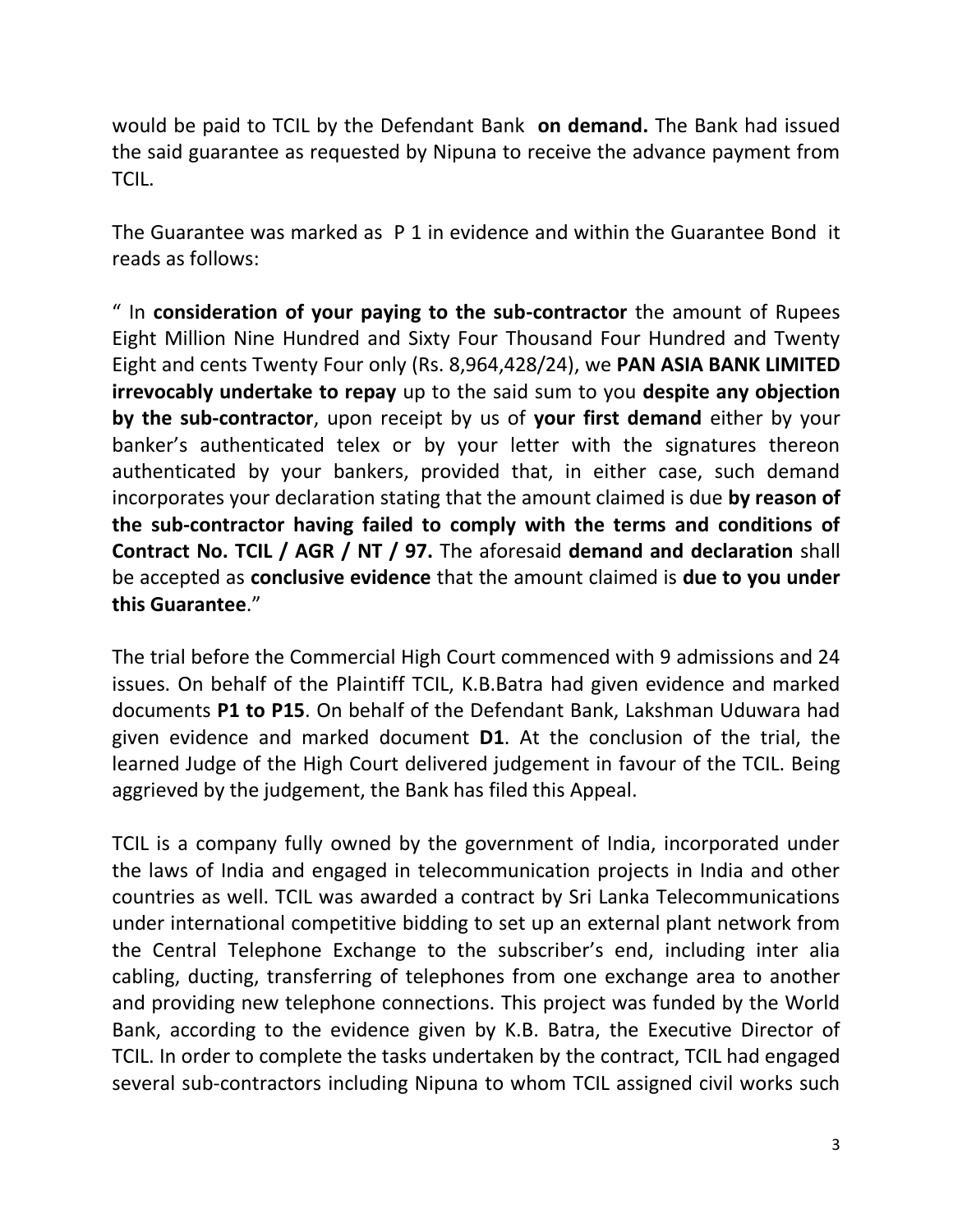would be paid to TCIL by the Defendant Bank **on demand.** The Bank had issued the said guarantee as requested by Nipuna to receive the advance payment from TCIL.

The Guarantee was marked as P 1 in evidence and within the Guarantee Bond it reads as follows:

" In **consideration of your paying to the sub-contractor** the amount of Rupees Eight Million Nine Hundred and Sixty Four Thousand Four Hundred and Twenty Eight and cents Twenty Four only (Rs. 8,964,428/24), we **PAN ASIA BANK LIMITED irrevocably undertake to repay** up to the said sum to you **despite any objection by the sub-contractor**, upon receipt by us of **your first demand** either by your banker's authenticated telex or by your letter with the signatures thereon authenticated by your bankers, provided that, in either case, such demand incorporates your declaration stating that the amount claimed is due **by reason of the sub-contractor having failed to comply with the terms and conditions of Contract No. TCIL / AGR / NT / 97.** The aforesaid **demand and declaration** shall be accepted as **conclusive evidence** that the amount claimed is **due to you under this Guarantee**."

The trial before the Commercial High Court commenced with 9 admissions and 24 issues. On behalf of the Plaintiff TCIL, K.B.Batra had given evidence and marked documents **P1 to P15**. On behalf of the Defendant Bank, Lakshman Uduwara had given evidence and marked document **D1**. At the conclusion of the trial, the learned Judge of the High Court delivered judgement in favour of the TCIL. Being aggrieved by the judgement, the Bank has filed this Appeal.

TCIL is a company fully owned by the government of India, incorporated under the laws of India and engaged in telecommunication projects in India and other countries as well. TCIL was awarded a contract by Sri Lanka Telecommunications under international competitive bidding to set up an external plant network from the Central Telephone Exchange to the subscriber's end, including inter alia cabling, ducting, transferring of telephones from one exchange area to another and providing new telephone connections. This project was funded by the World Bank, according to the evidence given by K.B. Batra, the Executive Director of TCIL. In order to complete the tasks undertaken by the contract, TCIL had engaged several sub-contractors including Nipuna to whom TCIL assigned civil works such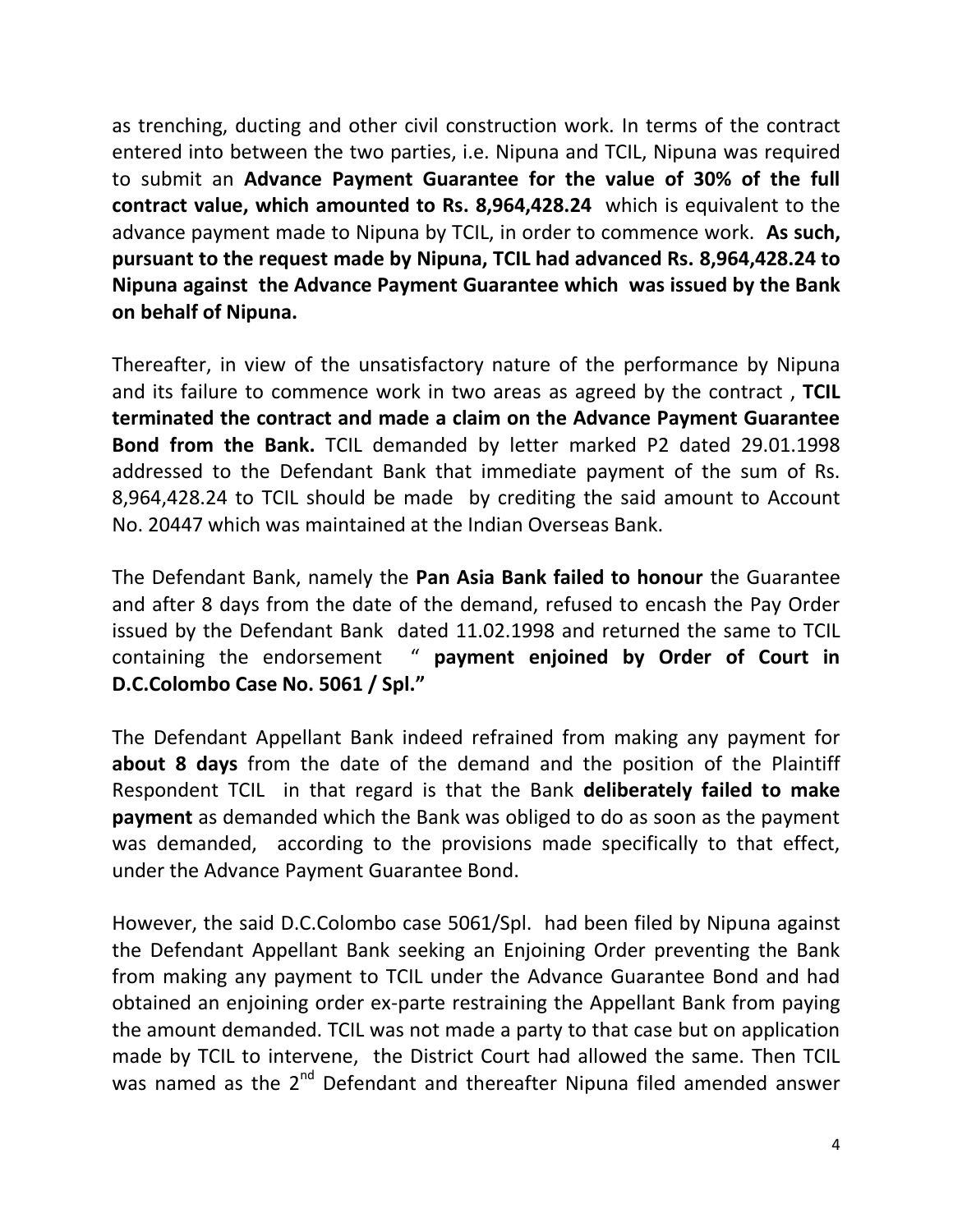as trenching, ducting and other civil construction work. In terms of the contract entered into between the two parties, i.e. Nipuna and TCIL, Nipuna was required to submit an **Advance Payment Guarantee for the value of 30% of the full contract value, which amounted to Rs. 8,964,428.24** which is equivalent to the advance payment made to Nipuna by TCIL, in order to commence work. **As such, pursuant to the request made by Nipuna, TCIL had advanced Rs. 8,964,428.24 to Nipuna against the Advance Payment Guarantee which was issued by the Bank on behalf of Nipuna.**

Thereafter, in view of the unsatisfactory nature of the performance by Nipuna and its failure to commence work in two areas as agreed by the contract , **TCIL terminated the contract and made a claim on the Advance Payment Guarantee Bond from the Bank.** TCIL demanded by letter marked P2 dated 29.01.1998 addressed to the Defendant Bank that immediate payment of the sum of Rs. 8,964,428.24 to TCIL should be made by crediting the said amount to Account No. 20447 which was maintained at the Indian Overseas Bank.

The Defendant Bank, namely the **Pan Asia Bank failed to honour** the Guarantee and after 8 days from the date of the demand, refused to encash the Pay Order issued by the Defendant Bank dated 11.02.1998 and returned the same to TCIL containing the endorsement " **payment enjoined by Order of Court in D.C.Colombo Case No. 5061 / Spl.**"

The Defendant Appellant Bank indeed refrained from making any payment for **about 8 days** from the date of the demand and the position of the Plaintiff Respondent TCIL in that regard is that the Bank **deliberately failed to make payment** as demanded which the Bank was obliged to do as soon as the payment was demanded, according to the provisions made specifically to that effect, under the Advance Payment Guarantee Bond.

However, the said D.C.Colombo case 5061/Spl. had been filed by Nipuna against the Defendant Appellant Bank seeking an Enjoining Order preventing the Bank from making any payment to TCIL under the Advance Guarantee Bond and had obtained an enjoining order ex-parte restraining the Appellant Bank from paying the amount demanded. TCIL was not made a party to that case but on application made by TCIL to intervene, the District Court had allowed the same. Then TCIL was named as the 2nd Defendant and thereafter Nipuna filed amended answer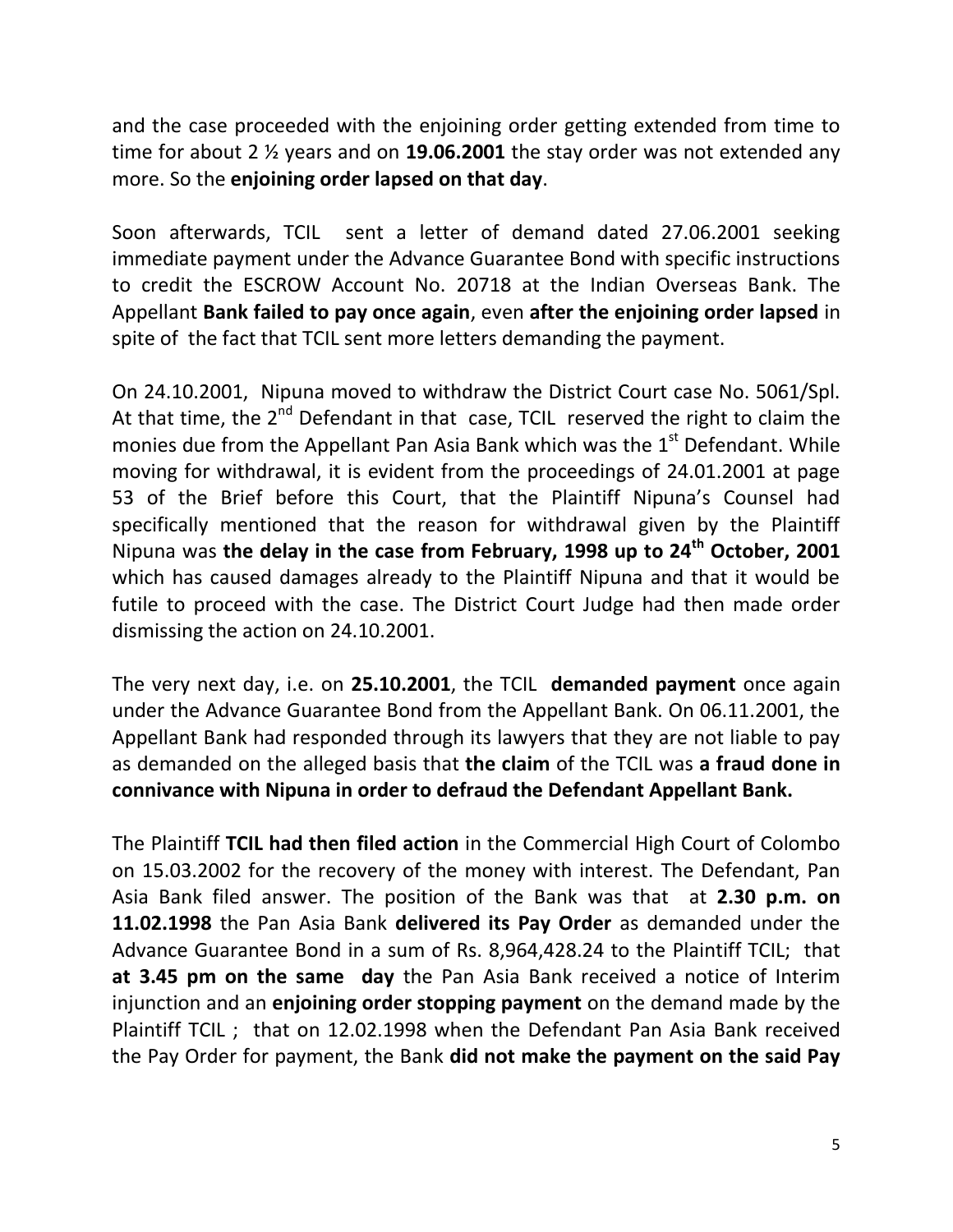and the case proceeded with the enjoining order getting extended from time to time for about 2 ½ years and on **19.06.2001** the stay order was not extended any more. So the **enjoining order lapsed on that day**.

Soon afterwards, TCIL sent a letter of demand dated 27.06.2001 seeking immediate payment under the Advance Guarantee Bond with specific instructions to credit the ESCROW Account No. 20718 at the Indian Overseas Bank. The Appellant **Bank failed to pay once again**, even **after the enjoining order lapsed** in spite of the fact that TCIL sent more letters demanding the payment.

On 24.10.2001, Nipuna moved to withdraw the District Court case No. 5061/Spl. At that time, the 2nd Defendant in that case, TCIL reserved the right to claim the monies due from the Appellant Pan Asia Bank which was the 1st Defendant. While moving for withdrawal, it is evident from the proceedings of 24.01.2001 at page 53 of the Brief before this Court, that the Plaintiff Nipuna's Counsel had specifically mentioned that the reason for withdrawal given by the Plaintiff Nipuna was **the delay in the case from February, 1998 up to 24th October, 2001** which has caused damages already to the Plaintiff Nipuna and that it would be futile to proceed with the case. The District Court Judge had then made order dismissing the action on 24.10.2001.

The very next day, i.e. on **25.10.2001**, the TCIL **demanded payment** once again under the Advance Guarantee Bond from the Appellant Bank. On 06.11.2001, the Appellant Bank had responded through its lawyers that they are not liable to pay as demanded on the alleged basis that **the claim** of the TCIL was **a fraud done in connivance with Nipuna in order to defraud the Defendant Appellant Bank.**

The Plaintiff **TCIL had then filed action** in the Commercial High Court of Colombo on 15.03.2002 for the recovery of the money with interest. The Defendant, Pan Asia Bank filed answer. The position of the Bank was that at **2.30 p.m. on 11.02.1998** the Pan Asia Bank **delivered its Pay Order** as demanded under the Advance Guarantee Bond in a sum of Rs. 8,964,428.24 to the Plaintiff TCIL; that **at 3.45 pm on the same day** the Pan Asia Bank received a notice of Interim injunction and an **enjoining order stopping payment** on the demand made by the Plaintiff TCIL ; that on 12.02.1998 when the Defendant Pan Asia Bank received the Pay Order for payment, the Bank **did not make the payment on the said Pay**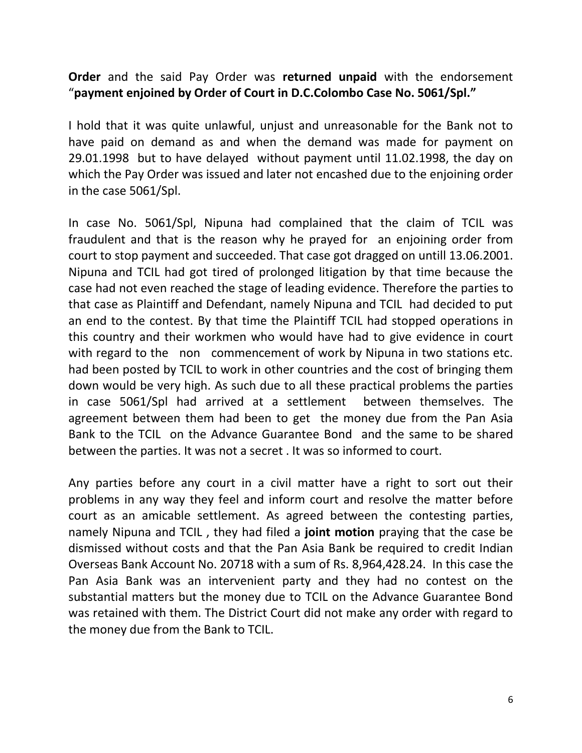**Order** and the said Pay Order was **returned unpaid** with the endorsement "**payment enjoined by Order of Court in D.C.Colombo Case No. 5061/Spl."**

I hold that it was quite unlawful, unjust and unreasonable for the Bank not to have paid on demand as and when the demand was made for payment on 29.01.1998 but to have delayed without payment until 11.02.1998, the day on which the Pay Order was issued and later not encashed due to the enjoining order in the case 5061/Spl.

In case No. 5061/Spl, Nipuna had complained that the claim of TCIL was fraudulent and that is the reason why he prayed for an enjoining order from court to stop payment and succeeded. That case got dragged on untill 13.06.2001. Nipuna and TCIL had got tired of prolonged litigation by that time because the case had not even reached the stage of leading evidence. Therefore the parties to that case as Plaintiff and Defendant, namely Nipuna and TCIL had decided to put an end to the contest. By that time the Plaintiff TCIL had stopped operations in this country and their workmen who would have had to give evidence in court with regard to the non commencement of work by Nipuna in two stations etc. had been posted by TCIL to work in other countries and the cost of bringing them down would be very high. As such due to all these practical problems the parties in case 5061/Spl had arrived at a settlement between themselves. The agreement between them had been to get the money due from the Pan Asia Bank to the TCIL on the Advance Guarantee Bond and the same to be shared between the parties. It was not a secret . It was so informed to court.

Any parties before any court in a civil matter have a right to sort out their problems in any way they feel and inform court and resolve the matter before court as an amicable settlement. As agreed between the contesting parties, namely Nipuna and TCIL , they had filed a **joint motion** praying that the case be dismissed without costs and that the Pan Asia Bank be required to credit Indian Overseas Bank Account No. 20718 with a sum of Rs. 8,964,428.24. In this case the Pan Asia Bank was an intervenient party and they had no contest on the substantial matters but the money due to TCIL on the Advance Guarantee Bond was retained with them. The District Court did not make any order with regard to the money due from the Bank to TCIL.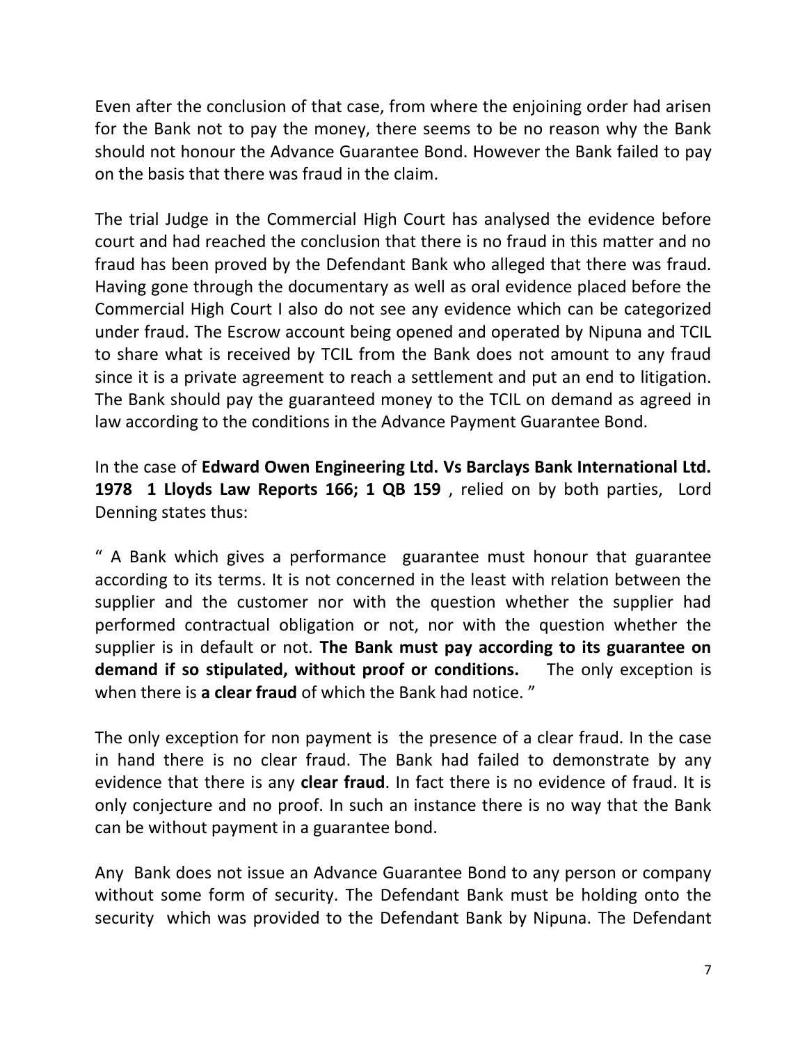Even after the conclusion of that case, from where the enjoining order had arisen for the Bank not to pay the money, there seems to be no reason why the Bank should not honour the Advance Guarantee Bond. However the Bank failed to pay on the basis that there was fraud in the claim.

The trial Judge in the Commercial High Court has analysed the evidence before court and had reached the conclusion that there is no fraud in this matter and no fraud has been proved by the Defendant Bank who alleged that there was fraud. Having gone through the documentary as well as oral evidence placed before the Commercial High Court I also do not see any evidence which can be categorized under fraud. The Escrow account being opened and operated by Nipuna and TCIL to share what is received by TCIL from the Bank does not amount to any fraud since it is a private agreement to reach a settlement and put an end to litigation. The Bank should pay the guaranteed money to the TCIL on demand as agreed in law according to the conditions in the Advance Payment Guarantee Bond.

In the case of **Edward Owen Engineering Ltd. Vs Barclays Bank International Ltd. 1978 1 Lloyds Law Reports 166; 1 QB 159** , relied on by both parties, Lord Denning states thus:

" A Bank which gives a performance guarantee must honour that guarantee according to its terms. It is not concerned in the least with relation between the supplier and the customer nor with the question whether the supplier had performed contractual obligation or not, nor with the question whether the supplier is in default or not. **The Bank must pay according to its guarantee on demand if so stipulated, without proof or conditions.** The only exception is when there is **a clear fraud** of which the Bank had notice. "

The only exception for non payment is the presence of a clear fraud. In the case in hand there is no clear fraud. The Bank had failed to demonstrate by any evidence that there is any **clear fraud**. In fact there is no evidence of fraud. It is only conjecture and no proof. In such an instance there is no way that the Bank can be without payment in a guarantee bond.

Any Bank does not issue an Advance Guarantee Bond to any person or company without some form of security. The Defendant Bank must be holding onto the security which was provided to the Defendant Bank by Nipuna. The Defendant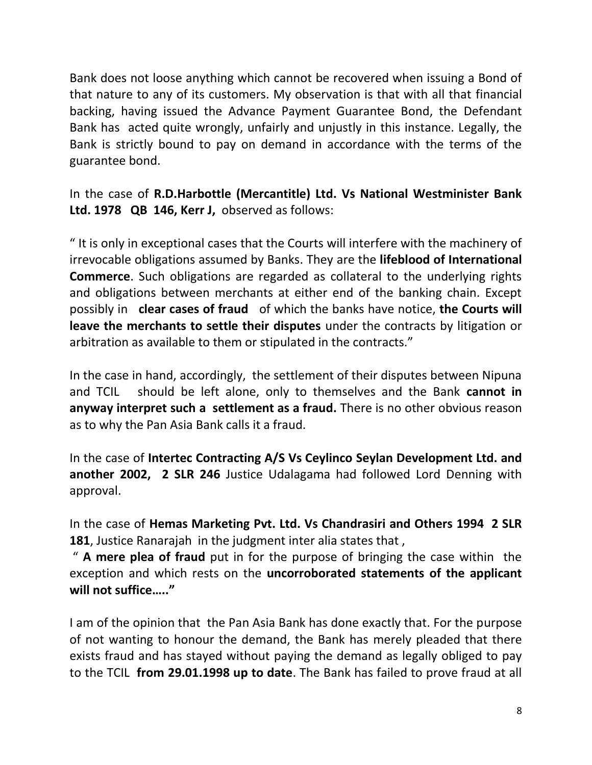Bank does not loose anything which cannot be recovered when issuing a Bond of that nature to any of its customers. My observation is that with all that financial backing, having issued the Advance Payment Guarantee Bond, the Defendant Bank has acted quite wrongly, unfairly and unjustly in this instance. Legally, the Bank is strictly bound to pay on demand in accordance with the terms of the guarantee bond.

In the case of **R.D.Harbottle (Mercantitle) Ltd. Vs National Westminister Bank Ltd. 1978 QB 146, Kerr J,** observed as follows:

" It is only in exceptional cases that the Courts will interfere with the machinery of irrevocable obligations assumed by Banks. They are the **lifeblood of International Commerce**. Such obligations are regarded as collateral to the underlying rights and obligations between merchants at either end of the banking chain. Except possibly in **clear cases of fraud** of which the banks have notice, **the Courts will leave the merchants to settle their disputes** under the contracts by litigation or arbitration as available to them or stipulated in the contracts."

In the case in hand, accordingly, the settlement of their disputes between Nipuna and TCIL should be left alone, only to themselves and the Bank **cannot in anyway interpret such a settlement as a fraud.** There is no other obvious reason as to why the Pan Asia Bank calls it a fraud.

In the case of **Intertec Contracting A/S Vs Ceylinco Seylan Development Ltd. and another 2002, 2 SLR 246** Justice Udalagama had followed Lord Denning with approval.

In the case of **Hemas Marketing Pvt. Ltd. Vs Chandrasiri and Others 1994 2 SLR 181**, Justice Ranarajah in the judgment inter alia states that ,

" **A mere plea of fraud** put in for the purpose of bringing the case within the exception and which rests on the **uncorroborated statements of the applicant will not suffice….."**

I am of the opinion that the Pan Asia Bank has done exactly that. For the purpose of not wanting to honour the demand, the Bank has merely pleaded that there exists fraud and has stayed without paying the demand as legally obliged to pay to the TCIL **from 29.01.1998 up to date**. The Bank has failed to prove fraud at all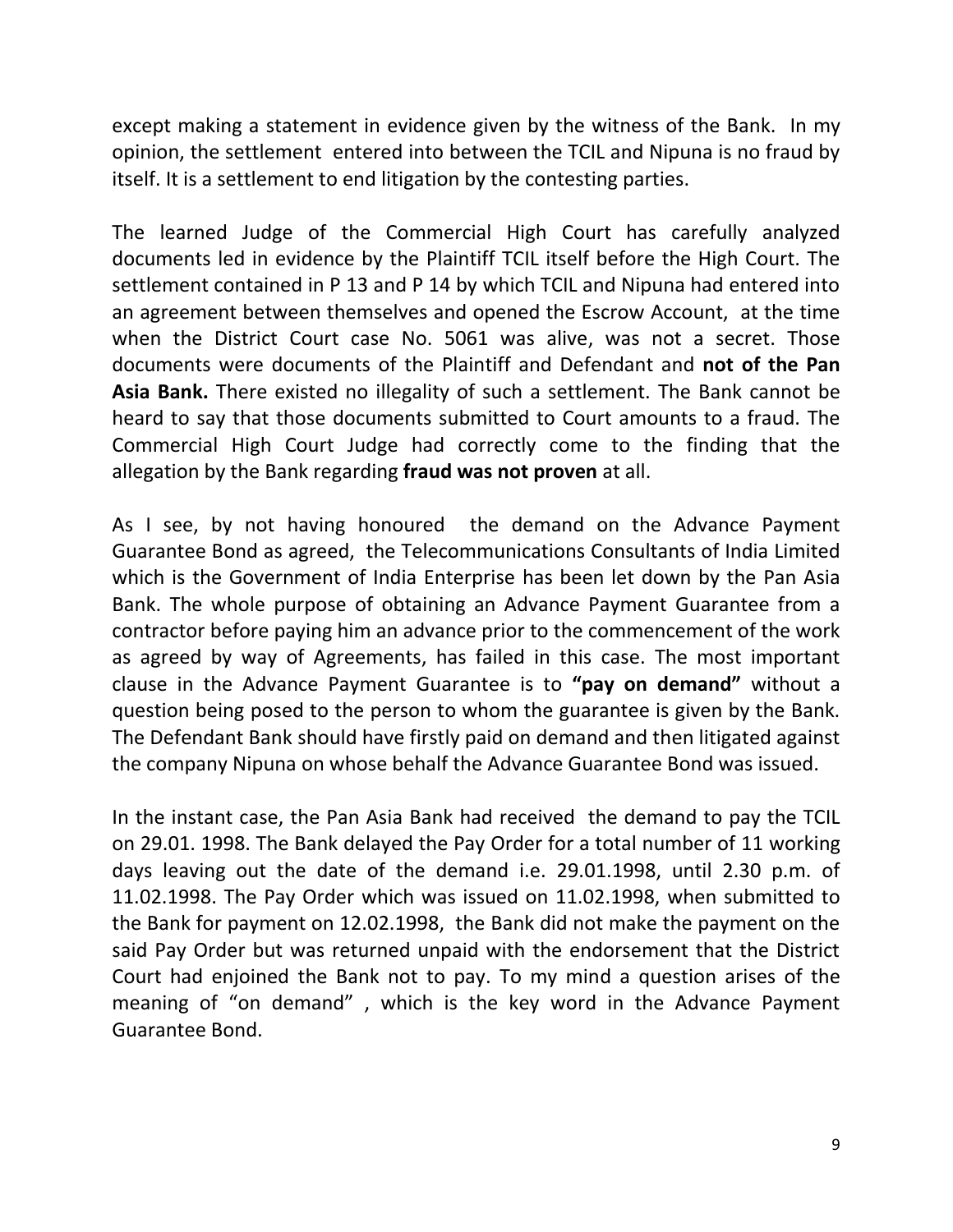except making a statement in evidence given by the witness of the Bank. In my opinion, the settlement entered into between the TCIL and Nipuna is no fraud by itself. It is a settlement to end litigation by the contesting parties.

The learned Judge of the Commercial High Court has carefully analyzed documents led in evidence by the Plaintiff TCIL itself before the High Court. The settlement contained in P 13 and P 14 by which TCIL and Nipuna had entered into an agreement between themselves and opened the Escrow Account, at the time when the District Court case No. 5061 was alive, was not a secret. Those documents were documents of the Plaintiff and Defendant and **not of the Pan Asia Bank.** There existed no illegality of such a settlement. The Bank cannot be heard to say that those documents submitted to Court amounts to a fraud. The Commercial High Court Judge had correctly come to the finding that the allegation by the Bank regarding **fraud was not proven** at all.

As I see, by not having honoured the demand on the Advance Payment Guarantee Bond as agreed, the Telecommunications Consultants of India Limited which is the Government of India Enterprise has been let down by the Pan Asia Bank. The whole purpose of obtaining an Advance Payment Guarantee from a contractor before paying him an advance prior to the commencement of the work as agreed by way of Agreements, has failed in this case. The most important clause in the Advance Payment Guarantee is to **"pay on demand"** without a question being posed to the person to whom the guarantee is given by the Bank. The Defendant Bank should have firstly paid on demand and then litigated against the company Nipuna on whose behalf the Advance Guarantee Bond was issued.

In the instant case, the Pan Asia Bank had received the demand to pay the TCIL on 29.01. 1998. The Bank delayed the Pay Order for a total number of 11 working days leaving out the date of the demand i.e. 29.01.1998, until 2.30 p.m. of 11.02.1998. The Pay Order which was issued on 11.02.1998, when submitted to the Bank for payment on 12.02.1998, the Bank did not make the payment on the said Pay Order but was returned unpaid with the endorsement that the District Court had enjoined the Bank not to pay. To my mind a question arises of the meaning of "on demand" , which is the key word in the Advance Payment Guarantee Bond.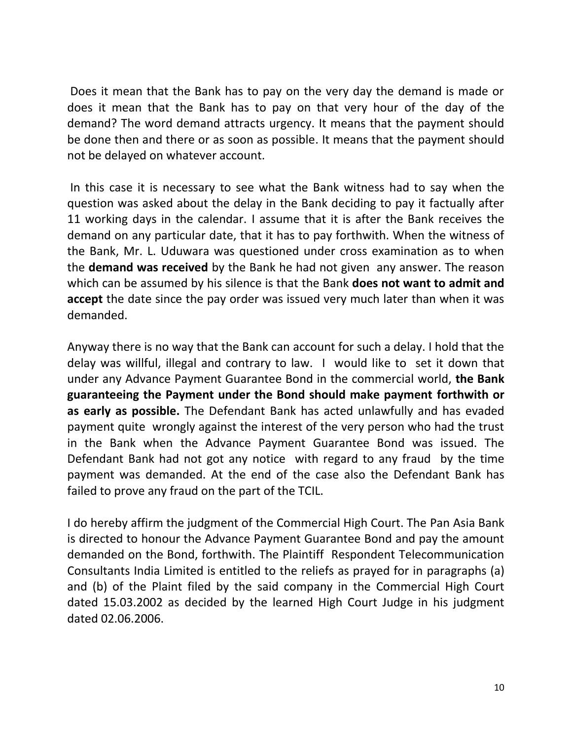Does it mean that the Bank has to pay on the very day the demand is made or does it mean that the Bank has to pay on that very hour of the day of the demand? The word demand attracts urgency. It means that the payment should be done then and there or as soon as possible. It means that the payment should not be delayed on whatever account.

In this case it is necessary to see what the Bank witness had to say when the question was asked about the delay in the Bank deciding to pay it factually after 11 working days in the calendar. I assume that it is after the Bank receives the demand on any particular date, that it has to pay forthwith. When the witness of the Bank, Mr. L. Uduwara was questioned under cross examination as to when the **demand was received** by the Bank he had not given any answer. The reason which can be assumed by his silence is that the Bank **does not want to admit and accept** the date since the pay order was issued very much later than when it was demanded.

Anyway there is no way that the Bank can account for such a delay. I hold that the delay was willful, illegal and contrary to law. I would like to set it down that under any Advance Payment Guarantee Bond in the commercial world, **the Bank guaranteeing the Payment under the Bond should make payment forthwith or as early as possible.** The Defendant Bank has acted unlawfully and has evaded payment quite wrongly against the interest of the very person who had the trust in the Bank when the Advance Payment Guarantee Bond was issued. The Defendant Bank had not got any notice with regard to any fraud by the time payment was demanded. At the end of the case also the Defendant Bank has failed to prove any fraud on the part of the TCIL.

I do hereby affirm the judgment of the Commercial High Court. The Pan Asia Bank is directed to honour the Advance Payment Guarantee Bond and pay the amount demanded on the Bond, forthwith. The Plaintiff Respondent Telecommunication Consultants India Limited is entitled to the reliefs as prayed for in paragraphs (a) and (b) of the Plaint filed by the said company in the Commercial High Court dated 15.03.2002 as decided by the learned High Court Judge in his judgment dated 02.06.2006.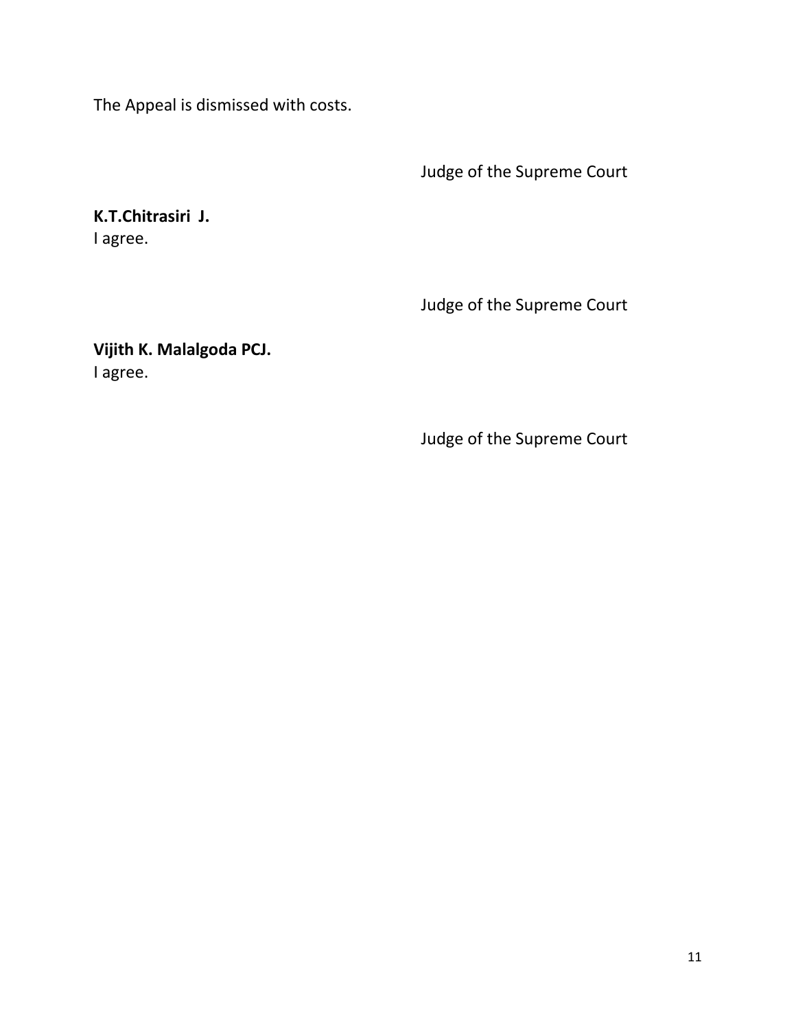The Appeal is dismissed with costs.

Judge of the Supreme Court

**K.T.Chitrasiri J.**
I agree.

Judge of the Supreme Court

**Vijith K. Malalgoda PCJ.**
I agree.

Judge of the Supreme Court